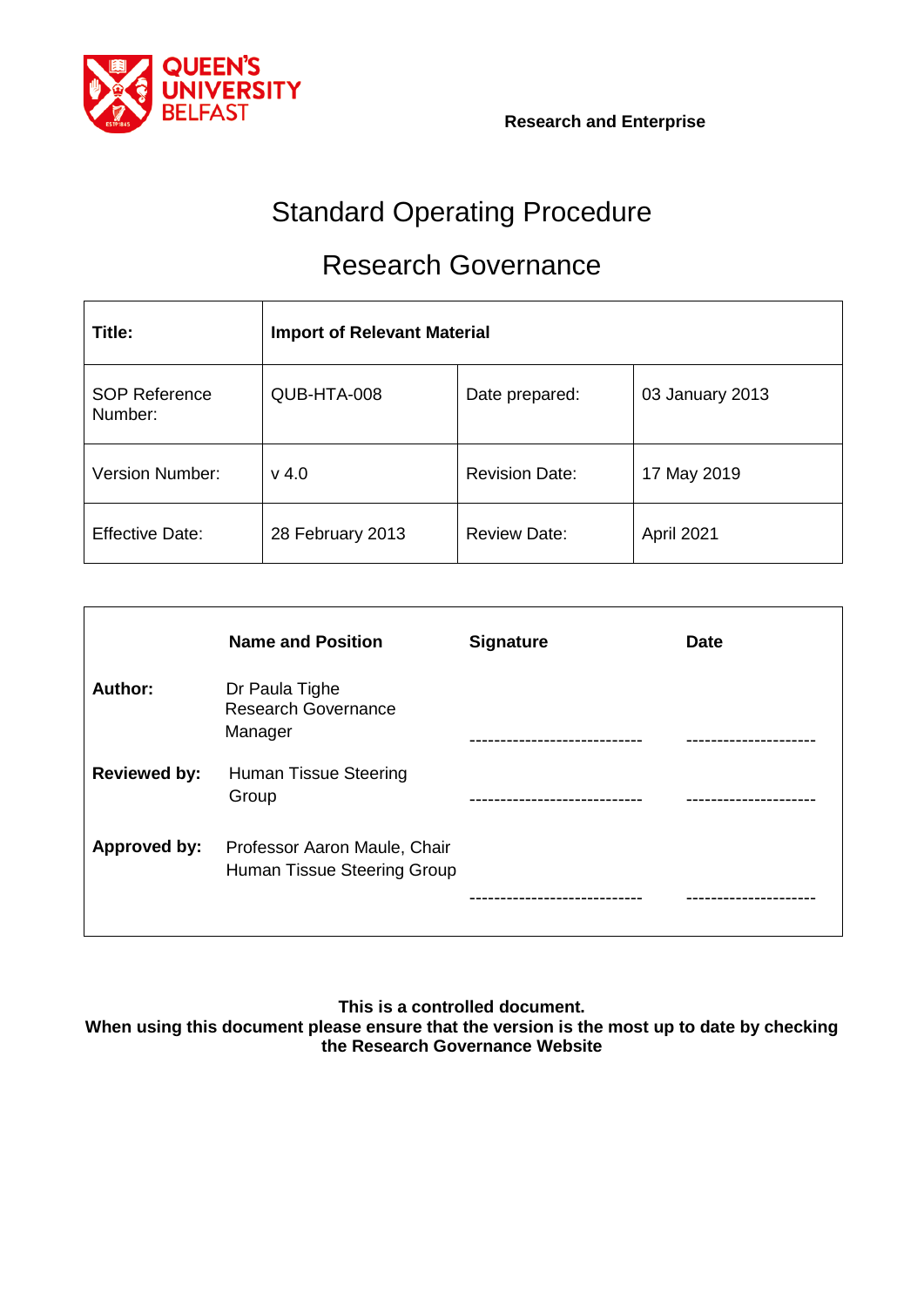QUEEN'S UNIVERSITY BELFAST

**Research and Enterprise**

# Standard Operating Procedure

## Research Governance

| **Title:** | **Import of Relevant Material** | | |
|---|---|---|---|
| SOP Reference Number: | QUB-HTA-008 | Date prepared: | 03 January 2013 |
| Version Number: | v 4.0 | Revision Date: | 17 May 2019 |
| Effective Date: | 28 February 2013 | Review Date: | April 2021 |

| | **Name and Position** | **Signature** | **Date** |
|---|---|---|---|
| **Author:** | Dr Paula Tighe Research Governance Manager | ---------------------------- | --------------------- |
| **Reviewed by:** | Human Tissue Steering Group | ---------------------------- | --------------------- |
| **Approved by:** | Professor Aaron Maule, Chair Human Tissue Steering Group | ---------------------------- | --------------------- |

**This is a controlled document.**
**When using this document please ensure that the version is the most up to date by checking the Research Governance Website**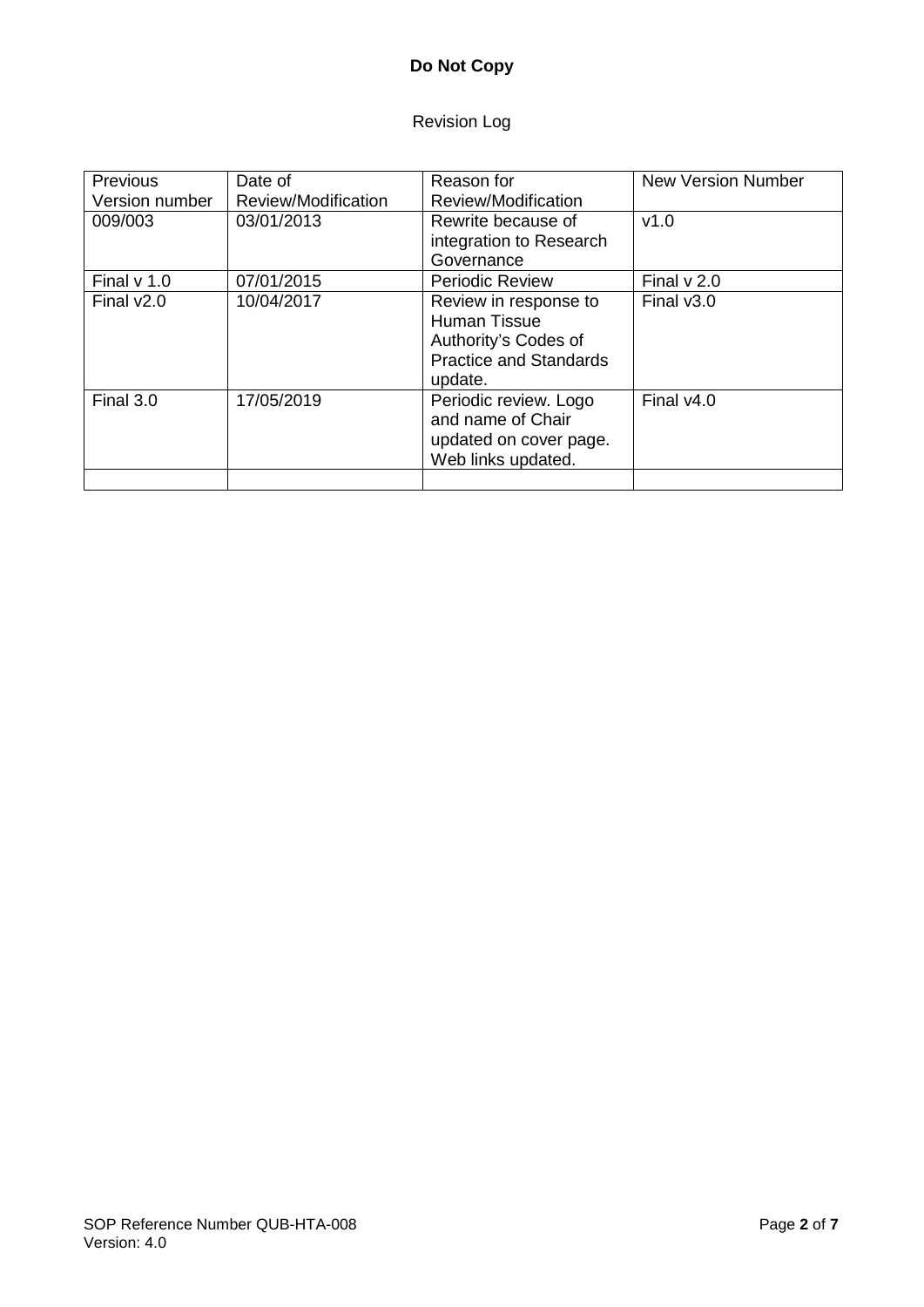**Do Not Copy**

Revision Log

| Previous Version number | Date of Review/Modification | Reason for Review/Modification | New Version Number |
|---|---|---|---|
| 009/003 | 03/01/2013 | Rewrite because of integration to Research Governance | v1.0 |
| Final v 1.0 | 07/01/2015 | Periodic Review | Final v 2.0 |
| Final v2.0 | 10/04/2017 | Review in response to Human Tissue Authority's Codes of Practice and Standards update. | Final v3.0 |
| Final 3.0 | 17/05/2019 | Periodic review. Logo and name of Chair updated on cover page. Web links updated. | Final v4.0 |
| | | | |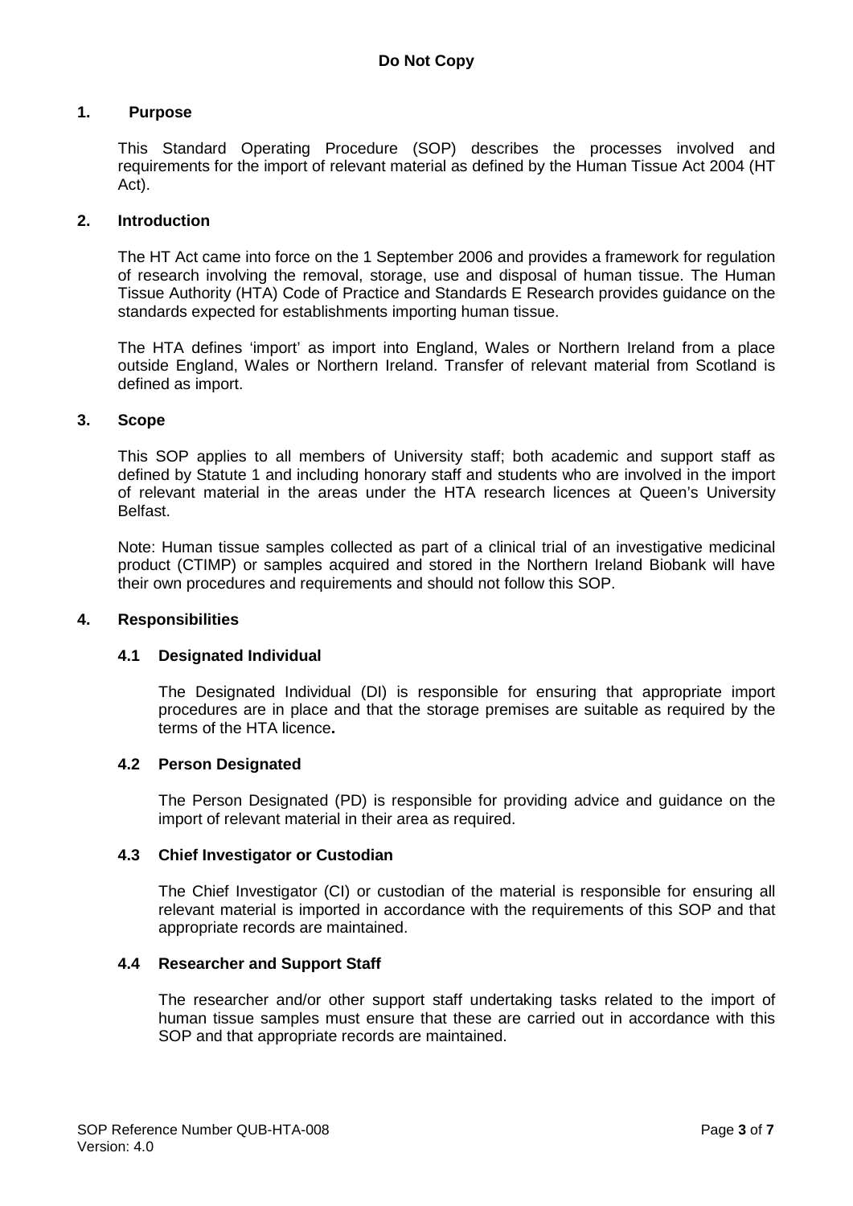**Do Not Copy**

## 1. Purpose

This Standard Operating Procedure (SOP) describes the processes involved and requirements for the import of relevant material as defined by the Human Tissue Act 2004 (HT Act).

## 2. Introduction

The HT Act came into force on the 1 September 2006 and provides a framework for regulation of research involving the removal, storage, use and disposal of human tissue. The Human Tissue Authority (HTA) Code of Practice and Standards E Research provides guidance on the standards expected for establishments importing human tissue.

The HTA defines 'import' as import into England, Wales or Northern Ireland from a place outside England, Wales or Northern Ireland. Transfer of relevant material from Scotland is defined as import.

## 3. Scope

This SOP applies to all members of University staff; both academic and support staff as defined by Statute 1 and including honorary staff and students who are involved in the import of relevant material in the areas under the HTA research licences at Queen's University Belfast.

Note: Human tissue samples collected as part of a clinical trial of an investigative medicinal product (CTIMP) or samples acquired and stored in the Northern Ireland Biobank will have their own procedures and requirements and should not follow this SOP.

## 4. Responsibilities

### 4.1 Designated Individual

The Designated Individual (DI) is responsible for ensuring that appropriate import procedures are in place and that the storage premises are suitable as required by the terms of the HTA licence**.**

### 4.2 Person Designated

The Person Designated (PD) is responsible for providing advice and guidance on the import of relevant material in their area as required.

### 4.3 Chief Investigator or Custodian

The Chief Investigator (CI) or custodian of the material is responsible for ensuring all relevant material is imported in accordance with the requirements of this SOP and that appropriate records are maintained.

### 4.4 Researcher and Support Staff

The researcher and/or other support staff undertaking tasks related to the import of human tissue samples must ensure that these are carried out in accordance with this SOP and that appropriate records are maintained.

SOP Reference Number QUB-HTA-008
Version: 4.0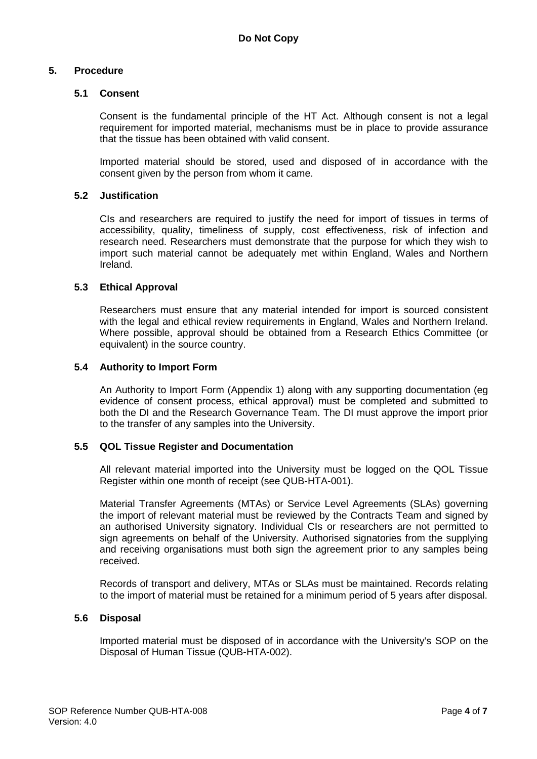## 5. Procedure

### 5.1 Consent

Consent is the fundamental principle of the HT Act. Although consent is not a legal requirement for imported material, mechanisms must be in place to provide assurance that the tissue has been obtained with valid consent.

Imported material should be stored, used and disposed of in accordance with the consent given by the person from whom it came.

### 5.2 Justification

CIs and researchers are required to justify the need for import of tissues in terms of accessibility, quality, timeliness of supply, cost effectiveness, risk of infection and research need. Researchers must demonstrate that the purpose for which they wish to import such material cannot be adequately met within England, Wales and Northern Ireland.

### 5.3 Ethical Approval

Researchers must ensure that any material intended for import is sourced consistent with the legal and ethical review requirements in England, Wales and Northern Ireland. Where possible, approval should be obtained from a Research Ethics Committee (or equivalent) in the source country.

### 5.4 Authority to Import Form

An Authority to Import Form (Appendix 1) along with any supporting documentation (eg evidence of consent process, ethical approval) must be completed and submitted to both the DI and the Research Governance Team. The DI must approve the import prior to the transfer of any samples into the University.

### 5.5 QOL Tissue Register and Documentation

All relevant material imported into the University must be logged on the QOL Tissue Register within one month of receipt (see QUB-HTA-001).

Material Transfer Agreements (MTAs) or Service Level Agreements (SLAs) governing the import of relevant material must be reviewed by the Contracts Team and signed by an authorised University signatory. Individual CIs or researchers are not permitted to sign agreements on behalf of the University. Authorised signatories from the supplying and receiving organisations must both sign the agreement prior to any samples being received.

Records of transport and delivery, MTAs or SLAs must be maintained. Records relating to the import of material must be retained for a minimum period of 5 years after disposal.

### 5.6 Disposal

Imported material must be disposed of in accordance with the University's SOP on the Disposal of Human Tissue (QUB-HTA-002).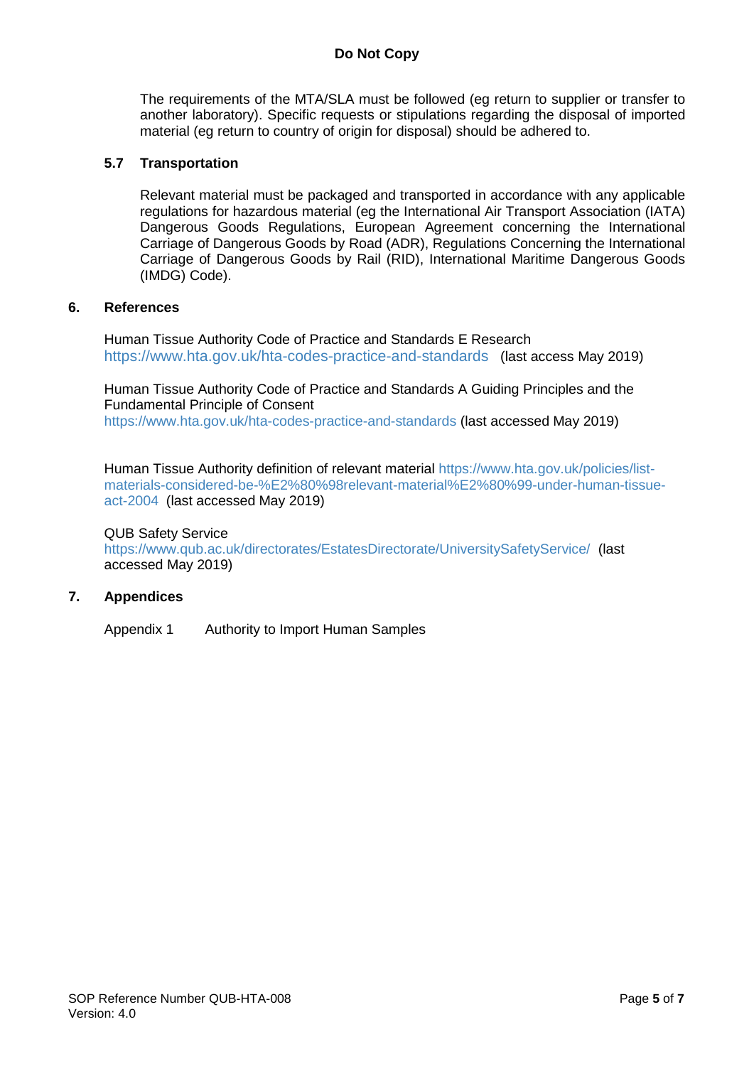The requirements of the MTA/SLA must be followed (eg return to supplier or transfer to another laboratory). Specific requests or stipulations regarding the disposal of imported material (eg return to country of origin for disposal) should be adhered to.

### 5.7 Transportation

Relevant material must be packaged and transported in accordance with any applicable regulations for hazardous material (eg the International Air Transport Association (IATA) Dangerous Goods Regulations, European Agreement concerning the International Carriage of Dangerous Goods by Road (ADR), Regulations Concerning the International Carriage of Dangerous Goods by Rail (RID), International Maritime Dangerous Goods (IMDG) Code).

## 6. References

Human Tissue Authority Code of Practice and Standards E Research
https://www.hta.gov.uk/hta-codes-practice-and-standards (last access May 2019)

Human Tissue Authority Code of Practice and Standards A Guiding Principles and the Fundamental Principle of Consent
https://www.hta.gov.uk/hta-codes-practice-and-standards (last accessed May 2019)

Human Tissue Authority definition of relevant material https://www.hta.gov.uk/policies/list-materials-considered-be-%E2%80%98relevant-material%E2%80%99-under-human-tissue-act-2004 (last accessed May 2019)

QUB Safety Service
https://www.qub.ac.uk/directorates/EstatesDirectorate/UniversitySafetyService/ (last accessed May 2019)

## 7. Appendices

Appendix 1 Authority to Import Human Samples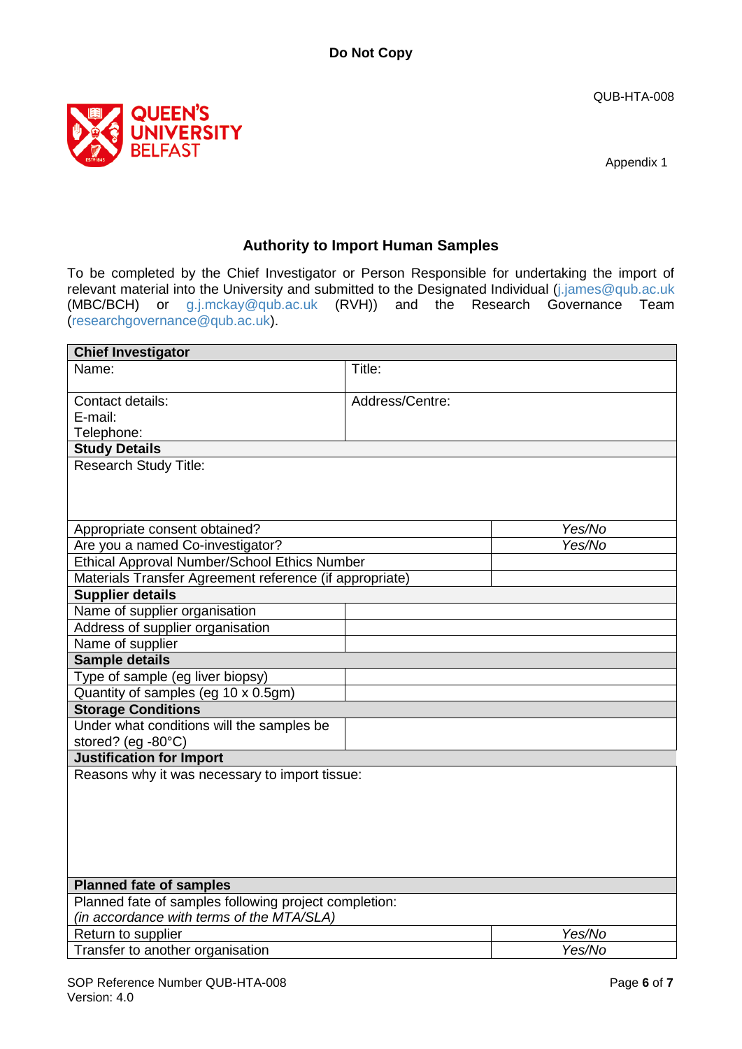**Do Not Copy**

QUB-HTA-008

Appendix 1

## Authority to Import Human Samples

To be completed by the Chief Investigator or Person Responsible for undertaking the import of relevant material into the University and submitted to the Designated Individual (j.james@qub.ac.uk (MBC/BCH) or g.j.mckay@qub.ac.uk (RVH)) and the Research Governance Team (researchgovernance@qub.ac.uk).

| **Chief Investigator** | | |
|---|---|---|
| Name: | Title: | |
| Contact details:<br>E-mail:<br>Telephone: | Address/Centre: | |
| **Study Details** | | |
| Research Study Title: | | |
| Appropriate consent obtained? | | *Yes/No* |
| Are you a named Co-investigator? | | *Yes/No* |
| Ethical Approval Number/School Ethics Number | | |
| Materials Transfer Agreement reference (if appropriate) | | |
| **Supplier details** | | |
| Name of supplier organisation | | |
| Address of supplier organisation | | |
| Name of supplier | | |
| **Sample details** | | |
| Type of sample (eg liver biopsy) | | |
| Quantity of samples (eg 10 x 0.5gm) | | |
| **Storage Conditions** | | |
| Under what conditions will the samples be stored? (eg -80°C) | | |
| **Justification for Import** | | |
| Reasons why it was necessary to import tissue: | | |
| **Planned fate of samples** | | |
| Planned fate of samples following project completion:<br>*(in accordance with terms of the MTA/SLA)* | | |
| Return to supplier | | *Yes/No* |
| Transfer to another organisation | | *Yes/No* |

SOP Reference Number QUB-HTA-008
Version: 4.0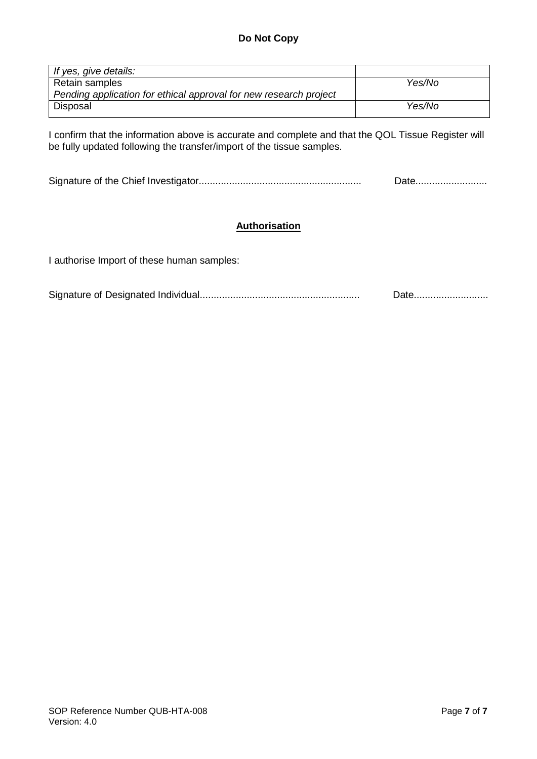**Do Not Copy**

| | |
|---|---|
| *If yes, give details:* | |
| Retain samples<br>*Pending application for ethical approval for new research project* | *Yes/No* |
| Disposal | *Yes/No* |

I confirm that the information above is accurate and complete and that the QOL Tissue Register will be fully updated following the transfer/import of the tissue samples.

Signature of the Chief Investigator.......................................................... Date..........................

## **Authorisation**

I authorise Import of these human samples:

Signature of Designated Individual......................................................... Date...........................

SOP Reference Number QUB-HTA-008
Version: 4.0